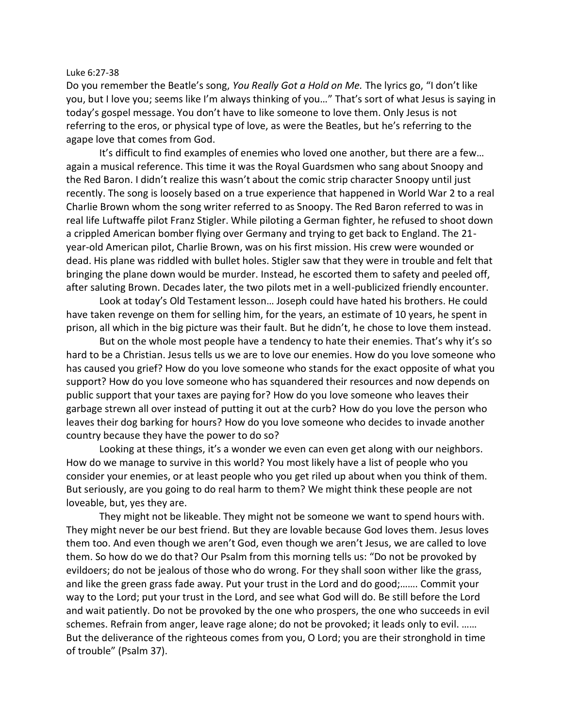Luke 6:27-38

Do you remember the Beatle's song, *You Really Got a Hold on Me.* The lyrics go, "I don't like you, but I love you; seems like I'm always thinking of you…" That's sort of what Jesus is saying in today's gospel message. You don't have to like someone to love them. Only Jesus is not referring to the eros, or physical type of love, as were the Beatles, but he's referring to the agape love that comes from God.

It's difficult to find examples of enemies who loved one another, but there are a few… again a musical reference. This time it was the Royal Guardsmen who sang about Snoopy and the Red Baron. I didn't realize this wasn't about the comic strip character Snoopy until just recently. The song is loosely based on a true experience that happened in World War 2 to a real Charlie Brown whom the song writer referred to as Snoopy. The Red Baron referred to was in real life Luftwaffe pilot Franz Stigler. While piloting a German fighter, he refused to shoot down a crippled American bomber flying over Germany and trying to get back to England. The 21-year-old American pilot, Charlie Brown, was on his first mission. His crew were wounded or dead. His plane was riddled with bullet holes. Stigler saw that they were in trouble and felt that bringing the plane down would be murder. Instead, he escorted them to safety and peeled off, after saluting Brown. Decades later, the two pilots met in a well-publicized friendly encounter.

Look at today's Old Testament lesson… Joseph could have hated his brothers. He could have taken revenge on them for selling him, for the years, an estimate of 10 years, he spent in prison, all which in the big picture was their fault. But he didn't, he chose to love them instead.

But on the whole most people have a tendency to hate their enemies. That's why it's so hard to be a Christian. Jesus tells us we are to love our enemies. How do you love someone who has caused you grief? How do you love someone who stands for the exact opposite of what you support? How do you love someone who has squandered their resources and now depends on public support that your taxes are paying for? How do you love someone who leaves their garbage strewn all over instead of putting it out at the curb? How do you love the person who leaves their dog barking for hours? How do you love someone who decides to invade another country because they have the power to do so?

Looking at these things, it's a wonder we even can even get along with our neighbors. How do we manage to survive in this world? You most likely have a list of people who you consider your enemies, or at least people who you get riled up about when you think of them. But seriously, are you going to do real harm to them? We might think these people are not loveable, but, yes they are.

They might not be likeable. They might not be someone we want to spend hours with. They might never be our best friend. But they are lovable because God loves them. Jesus loves them too. And even though we aren't God, even though we aren't Jesus, we are called to love them. So how do we do that? Our Psalm from this morning tells us: "Do not be provoked by evildoers; do not be jealous of those who do wrong. For they shall soon wither like the grass, and like the green grass fade away. Put your trust in the Lord and do good;……. Commit your way to the Lord; put your trust in the Lord, and see what God will do. Be still before the Lord and wait patiently. Do not be provoked by the one who prospers, the one who succeeds in evil schemes. Refrain from anger, leave rage alone; do not be provoked; it leads only to evil. …… But the deliverance of the righteous comes from you, O Lord; you are their stronghold in time of trouble" (Psalm 37).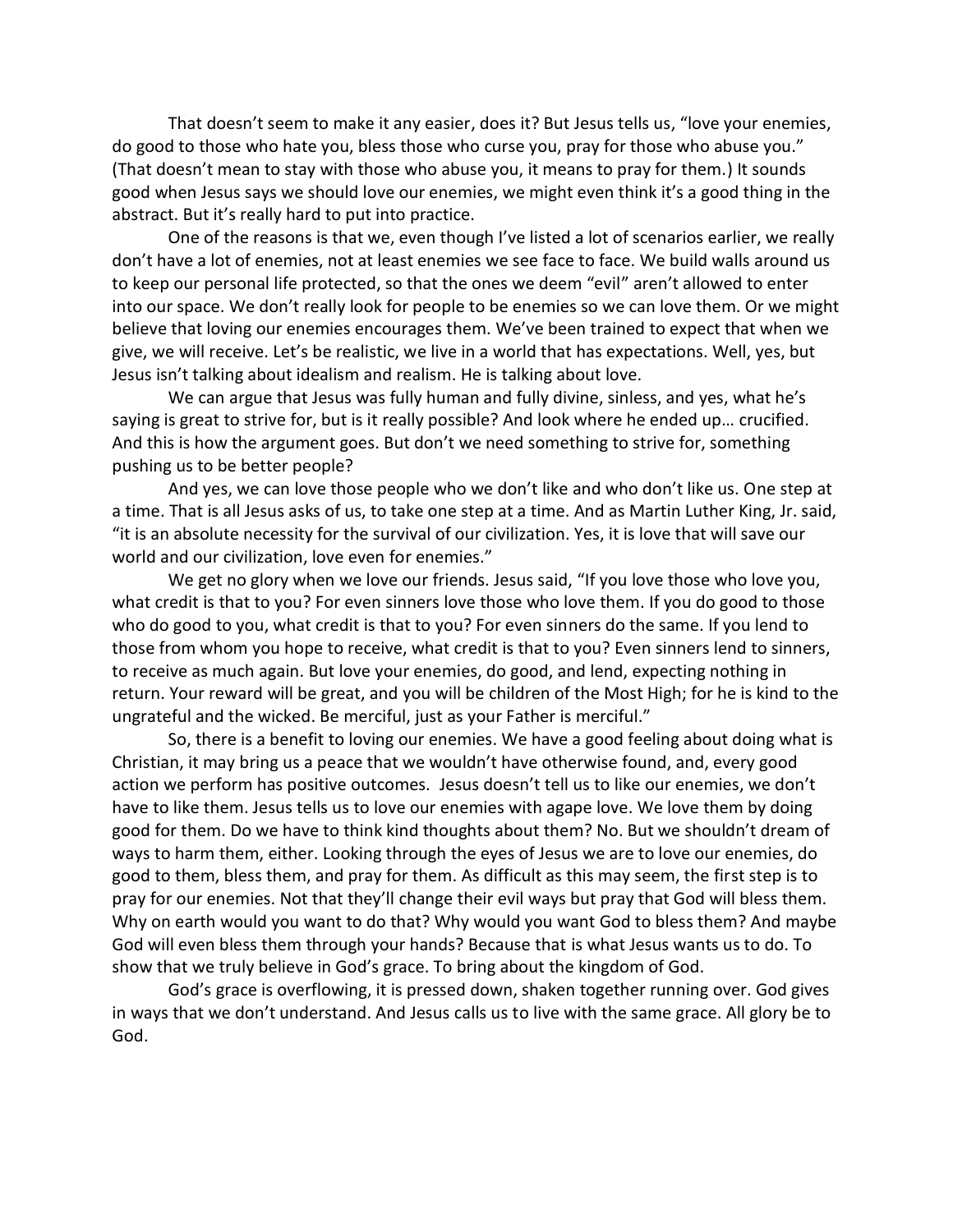That doesn't seem to make it any easier, does it? But Jesus tells us, "love your enemies, do good to those who hate you, bless those who curse you, pray for those who abuse you." (That doesn't mean to stay with those who abuse you, it means to pray for them.) It sounds good when Jesus says we should love our enemies, we might even think it's a good thing in the abstract. But it's really hard to put into practice.

One of the reasons is that we, even though I've listed a lot of scenarios earlier, we really don't have a lot of enemies, not at least enemies we see face to face. We build walls around us to keep our personal life protected, so that the ones we deem "evil" aren't allowed to enter into our space. We don't really look for people to be enemies so we can love them. Or we might believe that loving our enemies encourages them. We've been trained to expect that when we give, we will receive. Let's be realistic, we live in a world that has expectations. Well, yes, but Jesus isn't talking about idealism and realism. He is talking about love.

We can argue that Jesus was fully human and fully divine, sinless, and yes, what he's saying is great to strive for, but is it really possible? And look where he ended up… crucified. And this is how the argument goes. But don't we need something to strive for, something pushing us to be better people?

And yes, we can love those people who we don't like and who don't like us. One step at a time. That is all Jesus asks of us, to take one step at a time. And as Martin Luther King, Jr. said, "it is an absolute necessity for the survival of our civilization. Yes, it is love that will save our world and our civilization, love even for enemies."

We get no glory when we love our friends. Jesus said, "If you love those who love you, what credit is that to you? For even sinners love those who love them. If you do good to those who do good to you, what credit is that to you? For even sinners do the same. If you lend to those from whom you hope to receive, what credit is that to you? Even sinners lend to sinners, to receive as much again. But love your enemies, do good, and lend, expecting nothing in return. Your reward will be great, and you will be children of the Most High; for he is kind to the ungrateful and the wicked. Be merciful, just as your Father is merciful."

So, there is a benefit to loving our enemies. We have a good feeling about doing what is Christian, it may bring us a peace that we wouldn't have otherwise found, and, every good action we perform has positive outcomes. Jesus doesn't tell us to like our enemies, we don't have to like them. Jesus tells us to love our enemies with agape love. We love them by doing good for them. Do we have to think kind thoughts about them? No. But we shouldn't dream of ways to harm them, either. Looking through the eyes of Jesus we are to love our enemies, do good to them, bless them, and pray for them. As difficult as this may seem, the first step is to pray for our enemies. Not that they'll change their evil ways but pray that God will bless them. Why on earth would you want to do that? Why would you want God to bless them? And maybe God will even bless them through your hands? Because that is what Jesus wants us to do. To show that we truly believe in God's grace. To bring about the kingdom of God.

God's grace is overflowing, it is pressed down, shaken together running over. God gives in ways that we don't understand. And Jesus calls us to live with the same grace. All glory be to God.